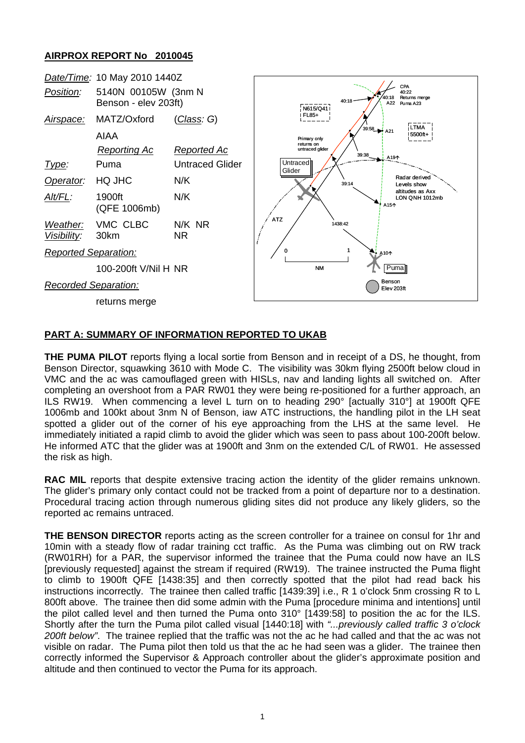## AIRPROX REPORT No 2010045

| | | |
|---|---|---|
| *Date/Time:* | 10 May 2010 1440Z | |
| *Position:* | 5140N 00105W (3nm N Benson - elev 203ft) | |
| *Airspace:* | MATZ/Oxford AIAA | (*Class: G*) |
| | *Reporting Ac* | *Reported Ac* |
| *Type:* | Puma | Untraced Glider |
| *Operator:* | HQ JHC | N/K |
| *Alt/FL:* | 1900ft (QFE 1006mb) | N/K |
| *Weather:* | VMC CLBC | N/K NR |
| *Visibility:* | 30km | NR |
| *Reported Separation:* | | |
| | 100-200ft V/Nil H | NR |
| *Recorded Separation:* | | |
| | returns merge | |

## PART A: SUMMARY OF INFORMATION REPORTED TO UKAB

**THE PUMA PILOT** reports flying a local sortie from Benson and in receipt of a DS, he thought, from Benson Director, squawking 3610 with Mode C. The visibility was 30km flying 2500ft below cloud in VMC and the ac was camouflaged green with HISLs, nav and landing lights all switched on. After completing an overshoot from a PAR RW01 they were being re-positioned for a further approach, an ILS RW19. When commencing a level L turn on to heading 290° [actually 310°] at 1900ft QFE 1006mb and 100kt about 3nm N of Benson, iaw ATC instructions, the handling pilot in the LH seat spotted a glider out of the corner of his eye approaching from the LHS at the same level. He immediately initiated a rapid climb to avoid the glider which was seen to pass about 100-200ft below. He informed ATC that the glider was at 1900ft and 3nm on the extended C/L of RW01. He assessed the risk as high.

**RAC MIL** reports that despite extensive tracing action the identity of the glider remains unknown. The glider's primary only contact could not be tracked from a point of departure nor to a destination. Procedural tracing action through numerous gliding sites did not produce any likely gliders, so the reported ac remains untraced.

**THE BENSON DIRECTOR** reports acting as the screen controller for a trainee on consul for 1hr and 10min with a steady flow of radar training cct traffic. As the Puma was climbing out on RW track (RW01RH) for a PAR, the supervisor informed the trainee that the Puma could now have an ILS [previously requested] against the stream if required (RW19). The trainee instructed the Puma flight to climb to 1900ft QFE [1438:35] and then correctly spotted that the pilot had read back his instructions incorrectly. The trainee then called traffic [1439:39] i.e., R 1 o'clock 5nm crossing R to L 800ft above. The trainee then did some admin with the Puma [procedure minima and intentions] until the pilot called level and then turned the Puma onto 310° [1439:58] to position the ac for the ILS. Shortly after the turn the Puma pilot called visual [1440:18] with *"...previously called traffic 3 o'clock 200ft below"*. The trainee replied that the traffic was not the ac he had called and that the ac was not visible on radar. The Puma pilot then told us that the ac he had seen was a glider. The trainee then correctly informed the Supervisor & Approach controller about the glider's approximate position and altitude and then continued to vector the Puma for its approach.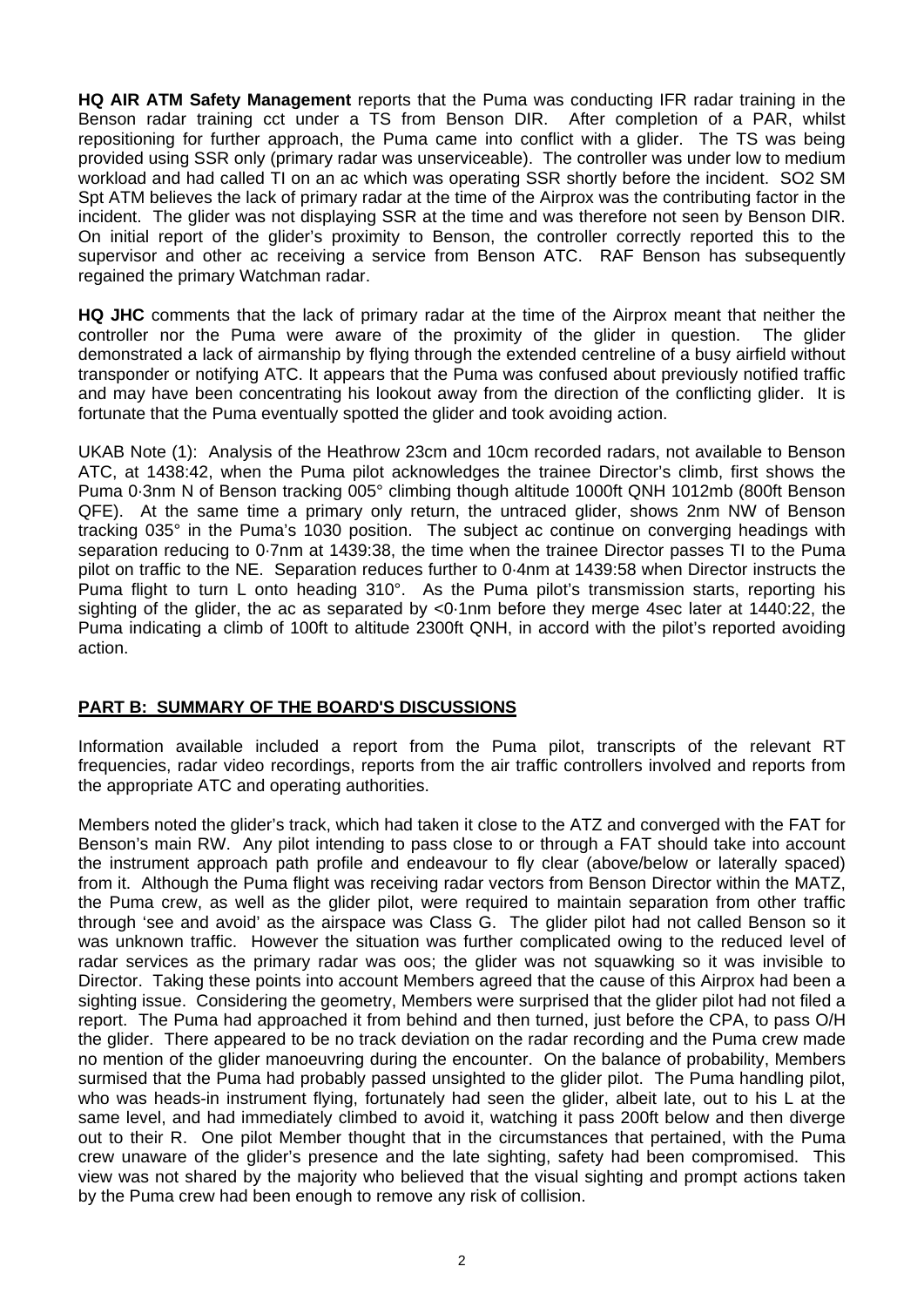**HQ AIR ATM Safety Management** reports that the Puma was conducting IFR radar training in the Benson radar training cct under a TS from Benson DIR. After completion of a PAR, whilst repositioning for further approach, the Puma came into conflict with a glider. The TS was being provided using SSR only (primary radar was unserviceable). The controller was under low to medium workload and had called TI on an ac which was operating SSR shortly before the incident. SO2 SM Spt ATM believes the lack of primary radar at the time of the Airprox was the contributing factor in the incident. The glider was not displaying SSR at the time and was therefore not seen by Benson DIR. On initial report of the glider's proximity to Benson, the controller correctly reported this to the supervisor and other ac receiving a service from Benson ATC. RAF Benson has subsequently regained the primary Watchman radar.

**HQ JHC** comments that the lack of primary radar at the time of the Airprox meant that neither the controller nor the Puma were aware of the proximity of the glider in question. The glider demonstrated a lack of airmanship by flying through the extended centreline of a busy airfield without transponder or notifying ATC. It appears that the Puma was confused about previously notified traffic and may have been concentrating his lookout away from the direction of the conflicting glider. It is fortunate that the Puma eventually spotted the glider and took avoiding action.

UKAB Note (1): Analysis of the Heathrow 23cm and 10cm recorded radars, not available to Benson ATC, at 1438:42, when the Puma pilot acknowledges the trainee Director's climb, first shows the Puma 0·3nm N of Benson tracking 005° climbing though altitude 1000ft QNH 1012mb (800ft Benson QFE). At the same time a primary only return, the untraced glider, shows 2nm NW of Benson tracking 035° in the Puma's 1030 position. The subject ac continue on converging headings with separation reducing to 0·7nm at 1439:38, the time when the trainee Director passes TI to the Puma pilot on traffic to the NE. Separation reduces further to 0·4nm at 1439:58 when Director instructs the Puma flight to turn L onto heading 310°. As the Puma pilot's transmission starts, reporting his sighting of the glider, the ac as separated by <0·1nm before they merge 4sec later at 1440:22, the Puma indicating a climb of 100ft to altitude 2300ft QNH, in accord with the pilot's reported avoiding action.

## PART B: SUMMARY OF THE BOARD'S DISCUSSIONS

Information available included a report from the Puma pilot, transcripts of the relevant RT frequencies, radar video recordings, reports from the air traffic controllers involved and reports from the appropriate ATC and operating authorities.

Members noted the glider's track, which had taken it close to the ATZ and converged with the FAT for Benson's main RW. Any pilot intending to pass close to or through a FAT should take into account the instrument approach path profile and endeavour to fly clear (above/below or laterally spaced) from it. Although the Puma flight was receiving radar vectors from Benson Director within the MATZ, the Puma crew, as well as the glider pilot, were required to maintain separation from other traffic through 'see and avoid' as the airspace was Class G. The glider pilot had not called Benson so it was unknown traffic. However the situation was further complicated owing to the reduced level of radar services as the primary radar was oos; the glider was not squawking so it was invisible to Director. Taking these points into account Members agreed that the cause of this Airprox had been a sighting issue. Considering the geometry, Members were surprised that the glider pilot had not filed a report. The Puma had approached it from behind and then turned, just before the CPA, to pass O/H the glider. There appeared to be no track deviation on the radar recording and the Puma crew made no mention of the glider manoeuvring during the encounter. On the balance of probability, Members surmised that the Puma had probably passed unsighted to the glider pilot. The Puma handling pilot, who was heads-in instrument flying, fortunately had seen the glider, albeit late, out to his L at the same level, and had immediately climbed to avoid it, watching it pass 200ft below and then diverge out to their R. One pilot Member thought that in the circumstances that pertained, with the Puma crew unaware of the glider's presence and the late sighting, safety had been compromised. This view was not shared by the majority who believed that the visual sighting and prompt actions taken by the Puma crew had been enough to remove any risk of collision.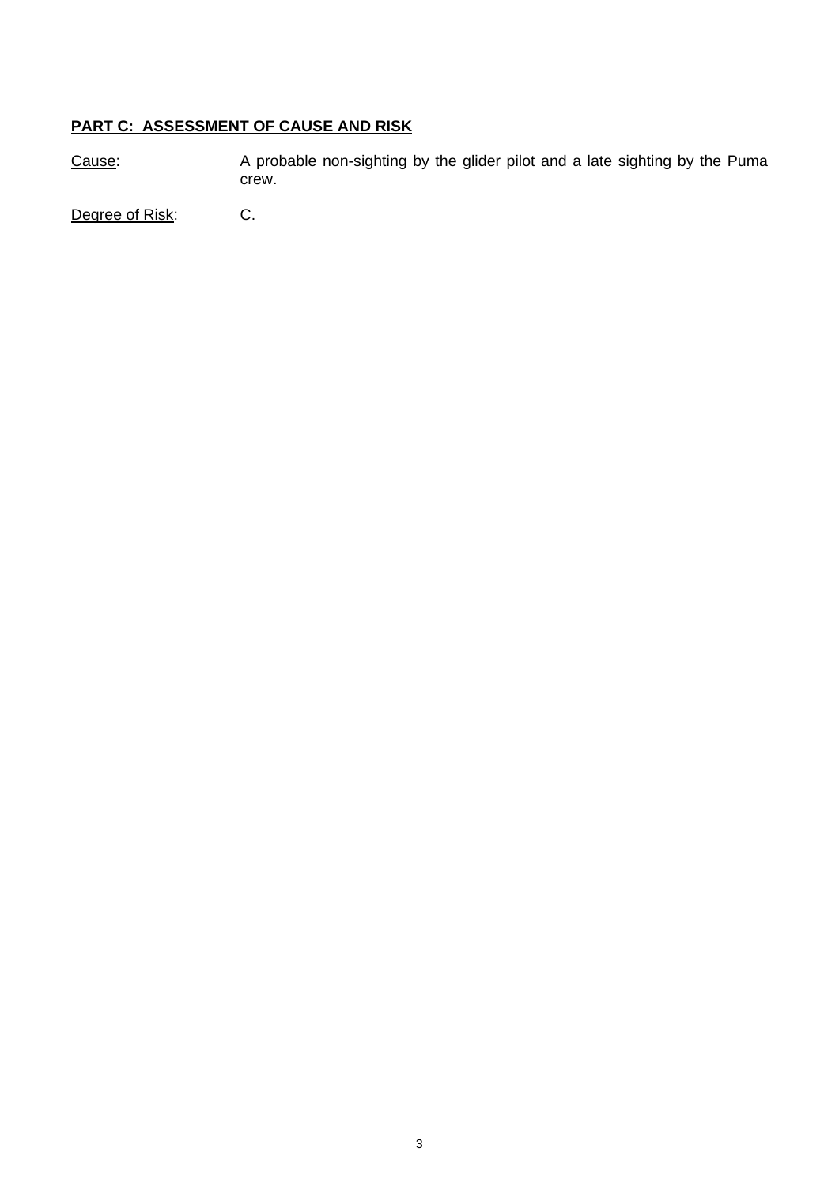**<u>PART C: ASSESSMENT OF CAUSE AND RISK</u>**

<u>Cause</u>: A probable non-sighting by the glider pilot and a late sighting by the Puma crew.

<u>Degree of Risk</u>: C.